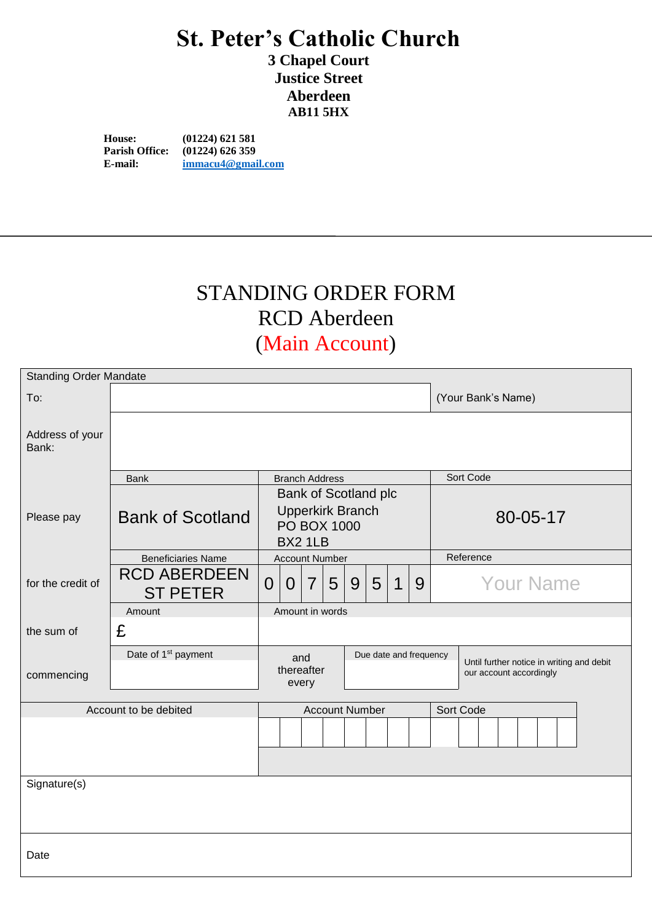# St. Peter's Catholic Church

**3 Chapel Court**
**Justice Street**
**Aberdeen**
**AB11 5HX**

**House:** (01224) 621 581
**Parish Office:** (01224) 626 359
**E-mail:** immacu4@gmail.com

---

## STANDING ORDER FORM
## RCD Aberdeen
## (Main Account)

| Standing Order Mandate | | | |
|---|---|---|---|
| To: | | | (Your Bank's Name) |
| Address of your Bank: | | | |
| | Bank | Branch Address | Sort Code |
| Please pay | Bank of Scotland | Bank of Scotland plc<br>Upperkirk Branch<br>PO BOX 1000<br>BX2 1LB | 80-05-17 |
| | Beneficiaries Name | Account Number | Reference |
| for the credit of | RCD ABERDEEN ST PETER | 0 0 7 5 9 5 1 9 | Your Name |
| | Amount | Amount in words | |
| the sum of | £ | | |
| | Date of 1st payment | and thereafter every | Due date and frequency |
| commencing | | | Until further notice in writing and debit our account accordingly |
| Account to be debited | Account Number | Sort Code | |
| | | | |
| Signature(s) | | | |
| Date | | | |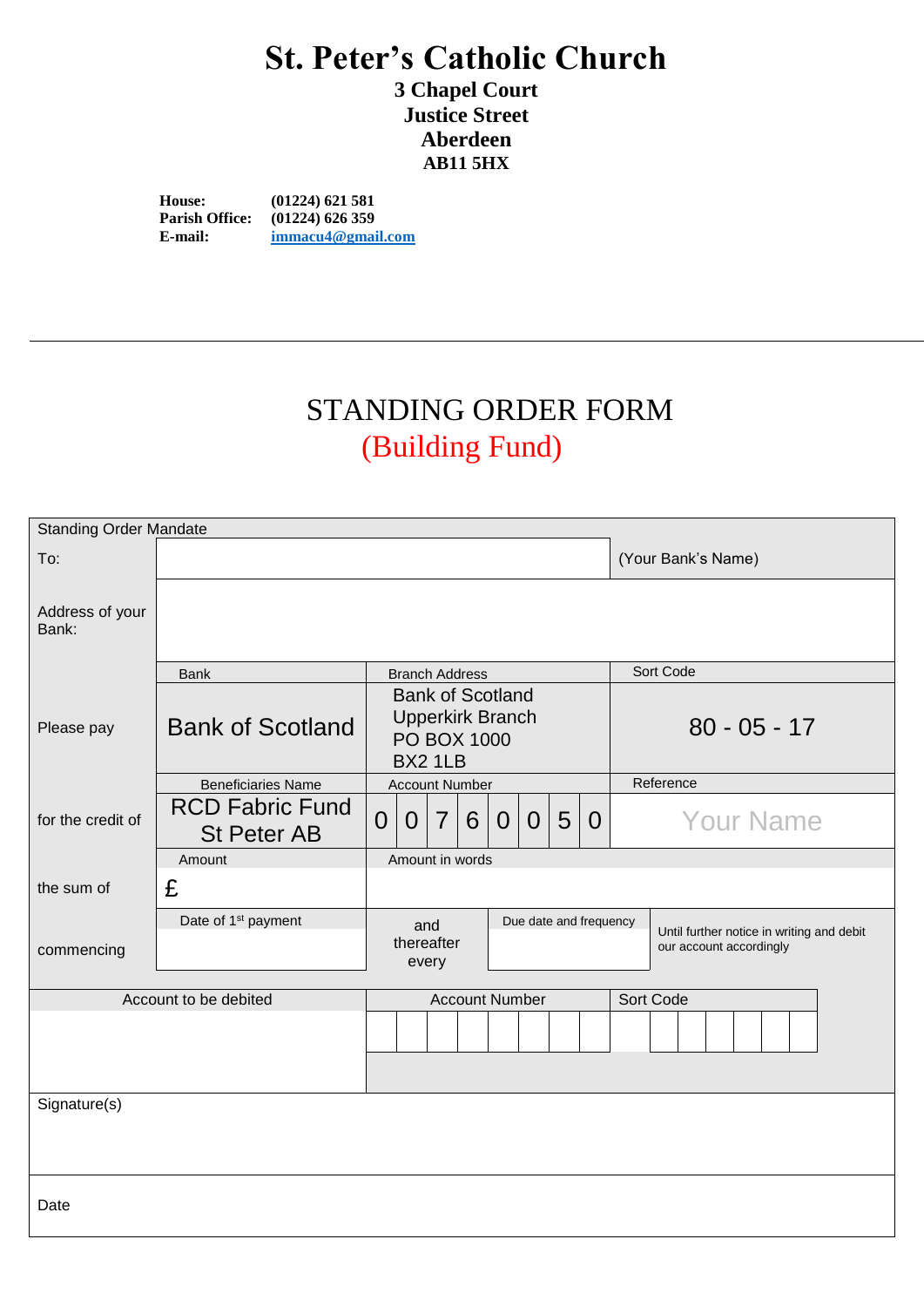# St. Peter's Catholic Church

**3 Chapel Court**
**Justice Street**
**Aberdeen**
**AB11 5HX**

**House:** (01224) 621 581
**Parish Office:** (01224) 626 359
**E-mail:** immacu4@gmail.com

---

## STANDING ORDER FORM
## (Building Fund)

| Standing Order Mandate | | | |
|---|---|---|---|
| To: | | | (Your Bank's Name) |
| Address of your Bank: | | | |
| | Bank | Branch Address | Sort Code |
| Please pay | Bank of Scotland | Bank of Scotland Upperkirk Branch PO BOX 1000 BX2 1LB | 80 - 05 - 17 |
| | Beneficiaries Name | Account Number | Reference |
| for the credit of | RCD Fabric Fund St Peter AB | 0 0 7 6 0 0 5 0 | Your Name |
| | Amount | Amount in words | |
| the sum of | £ | | |
| | Date of 1st payment | and thereafter every | Due date and frequency — Until further notice in writing and debit our account accordingly |
| commencing | | | |

| Account to be debited | Account Number | Sort Code |
|---|---|---|
| | | |

Signature(s)

Date